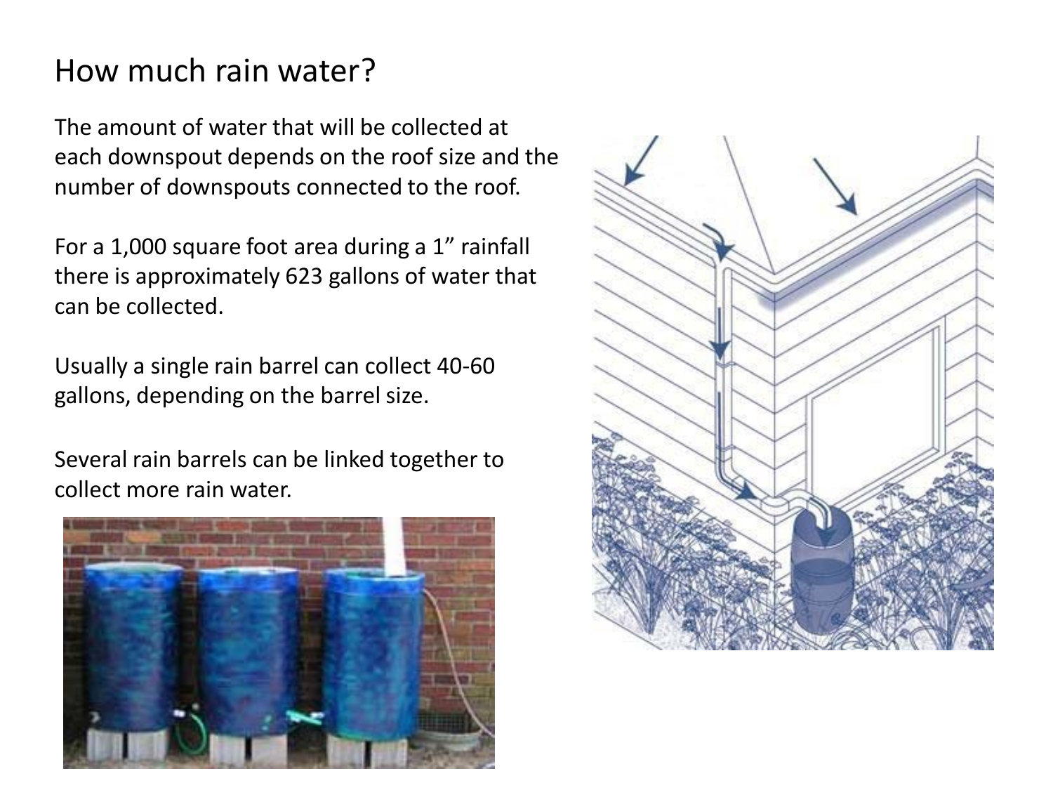# How much rain water?

The amount of water that will be collected at each downspout depends on the roof size and the number of downspouts connected to the roof.

For a 1,000 square foot area during a 1" rainfall there is approximately 623 gallons of water that can be collected.

Usually a single rain barrel can collect 40-60 gallons, depending on the barrel size.

Several rain barrels can be linked together to collect more rain water.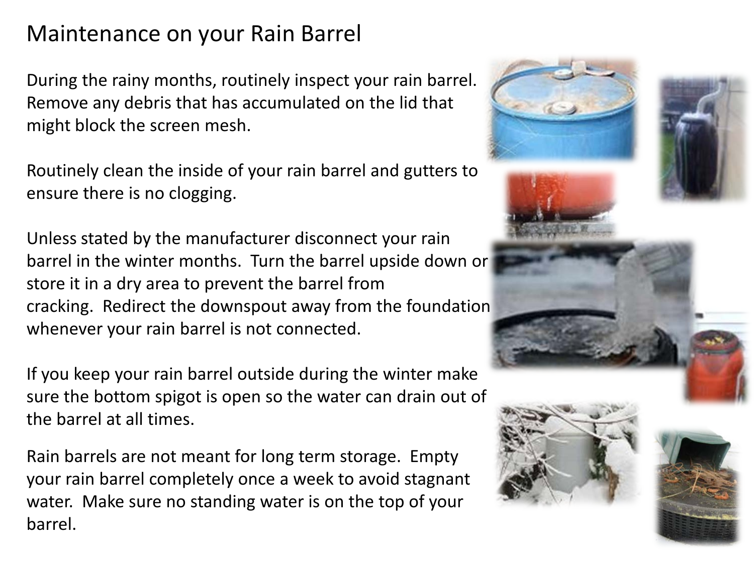# Maintenance on your Rain Barrel

During the rainy months, routinely inspect your rain barrel. Remove any debris that has accumulated on the lid that might block the screen mesh.

Routinely clean the inside of your rain barrel and gutters to ensure there is no clogging.

Unless stated by the manufacturer disconnect your rain barrel in the winter months. Turn the barrel upside down or store it in a dry area to prevent the barrel from cracking. Redirect the downspout away from the foundation whenever your rain barrel is not connected.

If you keep your rain barrel outside during the winter make sure the bottom spigot is open so the water can drain out of the barrel at all times.

Rain barrels are not meant for long term storage. Empty your rain barrel completely once a week to avoid stagnant water. Make sure no standing water is on the top of your barrel.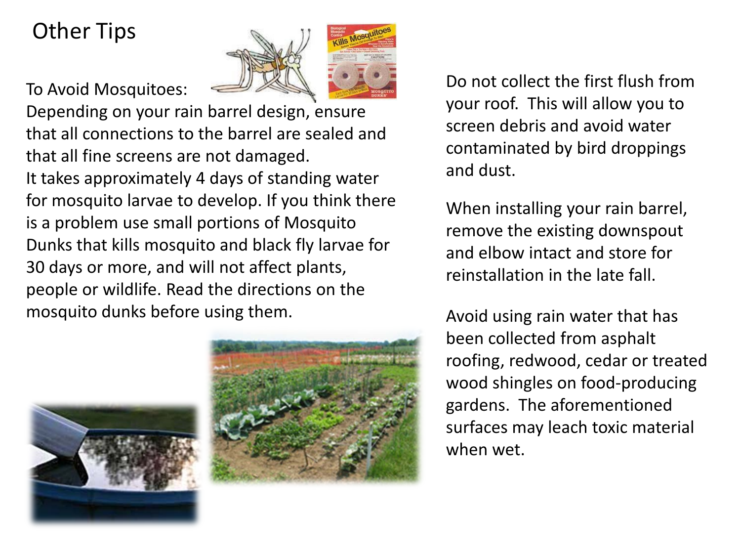# Other Tips

To Avoid Mosquitoes:

Depending on your rain barrel design, ensure that all connections to the barrel are sealed and that all fine screens are not damaged.

It takes approximately 4 days of standing water for mosquito larvae to develop. If you think there is a problem use small portions of Mosquito Dunks that kills mosquito and black fly larvae for 30 days or more, and will not affect plants, people or wildlife. Read the directions on the mosquito dunks before using them.

Do not collect the first flush from your roof. This will allow you to screen debris and avoid water contaminated by bird droppings and dust.

When installing your rain barrel, remove the existing downspout and elbow intact and store for reinstallation in the late fall.

Avoid using rain water that has been collected from asphalt roofing, redwood, cedar or treated wood shingles on food-producing gardens. The aforementioned surfaces may leach toxic material when wet.